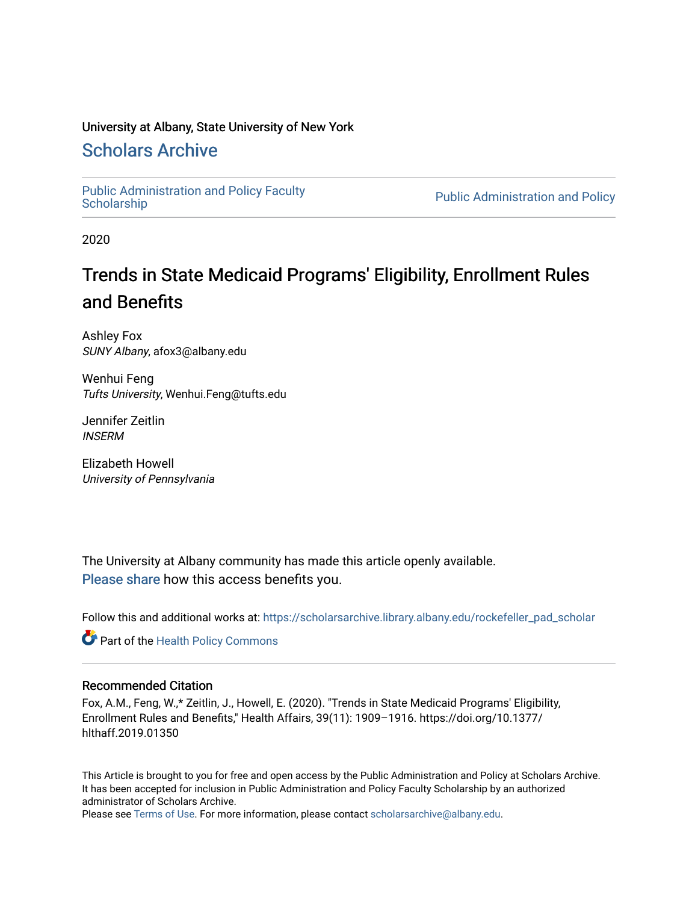University at Albany, State University of New York

# Scholars Archive

Public Administration and Policy Faculty Scholarship

Public Administration and Policy

2020

# Trends in State Medicaid Programs' Eligibility, Enrollment Rules and Benefits

Ashley Fox
*SUNY Albany*, afox3@albany.edu

Wenhui Feng
*Tufts University*, Wenhui.Feng@tufts.edu

Jennifer Zeitlin
*INSERM*

Elizabeth Howell
*University of Pennsylvania*

The University at Albany community has made this article openly available.
Please share how this access benefits you.

Follow this and additional works at: https://scholarsarchive.library.albany.edu/rockefeller_pad_scholar

Part of the Health Policy Commons

### Recommended Citation

Fox, A.M., Feng, W.,* Zeitlin, J., Howell, E. (2020). "Trends in State Medicaid Programs' Eligibility, Enrollment Rules and Benefits," Health Affairs, 39(11): 1909–1916. https://doi.org/10.1377/hlthaff.2019.01350

This Article is brought to you for free and open access by the Public Administration and Policy at Scholars Archive. It has been accepted for inclusion in Public Administration and Policy Faculty Scholarship by an authorized administrator of Scholars Archive.
Please see Terms of Use. For more information, please contact scholarsarchive@albany.edu.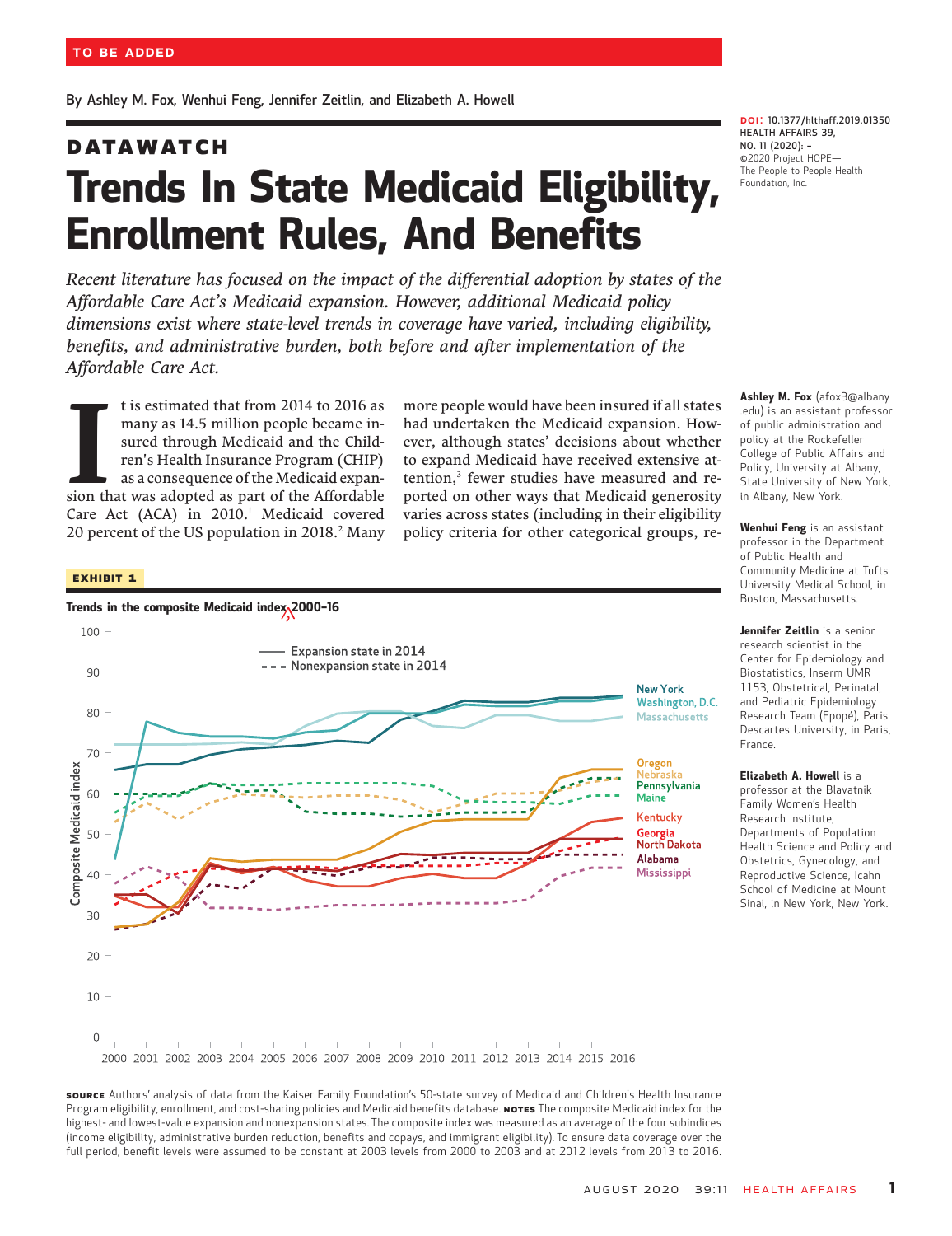TO BE ADDED

By Ashley M. Fox, Wenhui Feng, Jennifer Zeitlin, and Elizabeth A. Howell

DOI: 10.1377/hlthaff.2019.01350
HEALTH AFFAIRS 39, NO. 11 (2020): –
©2020 Project HOPE— The People-to-People Health Foundation, Inc.

## DATAWATCH

# Trends In State Medicaid Eligibility, Enrollment Rules, And Benefits

*Recent literature has focused on the impact of the differential adoption by states of the Affordable Care Act's Medicaid expansion. However, additional Medicaid policy dimensions exist where state-level trends in coverage have varied, including eligibility, benefits, and administrative burden, both before and after implementation of the Affordable Care Act.*

**Ashley M. Fox** (afox3@albany.edu) is an assistant professor of public administration and policy at the Rockefeller College of Public Affairs and Policy, University at Albany, State University of New York, in Albany, New York.

**Wenhui Feng** is an assistant professor in the Department of Public Health and Community Medicine at Tufts University Medical School, in Boston, Massachusetts.

**Jennifer Zeitlin** is a senior research scientist in the Center for Epidemiology and Biostatistics, Inserm UMR 1153, Obstetrical, Perinatal, and Pediatric Epidemiology Research Team (Epopé), Paris Descartes University, in Paris, France.

**Elizabeth A. Howell** is a professor at the Blavatnik Family Women's Health Research Institute, Departments of Population Health Science and Policy and Obstetrics, Gynecology, and Reproductive Science, Icahn School of Medicine at Mount Sinai, in New York, New York.

It is estimated that from 2014 to 2016 as many as 14.5 million people became insured through Medicaid and the Children's Health Insurance Program (CHIP) as a consequence of the Medicaid expansion that was adopted as part of the Affordable Care Act (ACA) in 2010.[1] Medicaid covered 20 percent of the US population in 2018.[2] Many more people would have been insured if all states had undertaken the Medicaid expansion. However, although states' decisions about whether to expand Medicaid have received extensive attention,[3] fewer studies have measured and reported on other ways that Medicaid generosity varies across states (including in their eligibility policy criteria for other categorical groups, re-

**EXHIBIT 1**

**Trends in the composite Medicaid index, 2000–16**

**SOURCE** Authors' analysis of data from the Kaiser Family Foundation's 50-state survey of Medicaid and Children's Health Insurance Program eligibility, enrollment, and cost-sharing policies and Medicaid benefits database. **NOTES** The composite Medicaid index for the highest- and lowest-value expansion and nonexpansion states. The composite index was measured as an average of the four subindices (income eligibility, administrative burden reduction, benefits and copays, and immigrant eligibility). To ensure data coverage over the full period, benefit levels were assumed to be constant at 2003 levels from 2000 to 2003 and at 2012 levels from 2013 to 2016.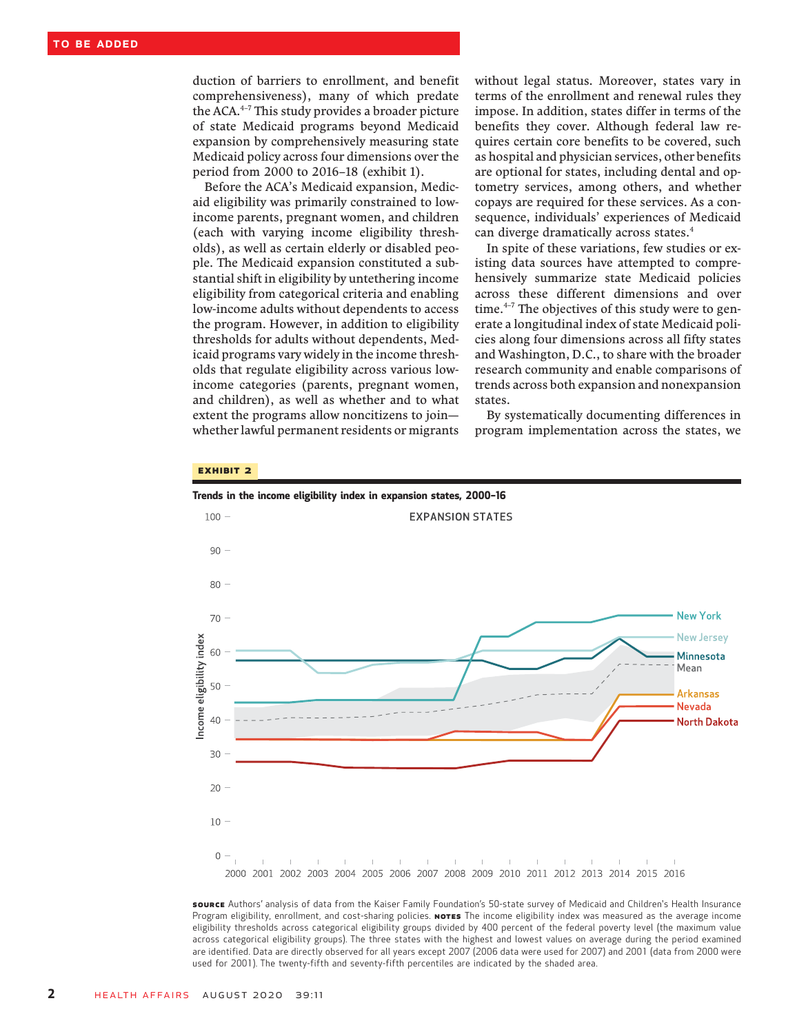duction of barriers to enrollment, and benefit comprehensiveness), many of which predate the ACA.[4–7] This study provides a broader picture of state Medicaid programs beyond Medicaid expansion by comprehensively measuring state Medicaid policy across four dimensions over the period from 2000 to 2016–18 (exhibit 1).

Before the ACA's Medicaid expansion, Medicaid eligibility was primarily constrained to low-income parents, pregnant women, and children (each with varying income eligibility thresholds), as well as certain elderly or disabled people. The Medicaid expansion constituted a substantial shift in eligibility by untethering income eligibility from categorical criteria and enabling low-income adults without dependents to access the program. However, in addition to eligibility thresholds for adults without dependents, Medicaid programs vary widely in the income thresholds that regulate eligibility across various low-income categories (parents, pregnant women, and children), as well as whether and to what extent the programs allow noncitizens to join—whether lawful permanent residents or migrants without legal status. Moreover, states vary in terms of the enrollment and renewal rules they impose. In addition, states differ in terms of the benefits they cover. Although federal law requires certain core benefits to be covered, such as hospital and physician services, other benefits are optional for states, including dental and optometry services, among others, and whether copays are required for these services. As a consequence, individuals' experiences of Medicaid can diverge dramatically across states.[4]

In spite of these variations, few studies or existing data sources have attempted to comprehensively summarize state Medicaid policies across these different dimensions and over time.[4–7] The objectives of this study were to generate a longitudinal index of state Medicaid policies along four dimensions across all fifty states and Washington, D.C., to share with the broader research community and enable comparisons of trends across both expansion and nonexpansion states.

By systematically documenting differences in program implementation across the states, we

**EXHIBIT 2**

**Trends in the income eligibility index in expansion states, 2000–16**

**SOURCE** Authors' analysis of data from the Kaiser Family Foundation's 50-state survey of Medicaid and Children's Health Insurance Program eligibility, enrollment, and cost-sharing policies. **NOTES** The income eligibility index was measured as the average income eligibility thresholds across categorical eligibility groups divided by 400 percent of the federal poverty level (the maximum value across categorical eligibility groups). The three states with the highest and lowest values on average during the period examined are identified. Data are directly observed for all years except 2007 (2006 data were used for 2007) and 2001 (data from 2000 were used for 2001). The twenty-fifth and seventy-fifth percentiles are indicated by the shaded area.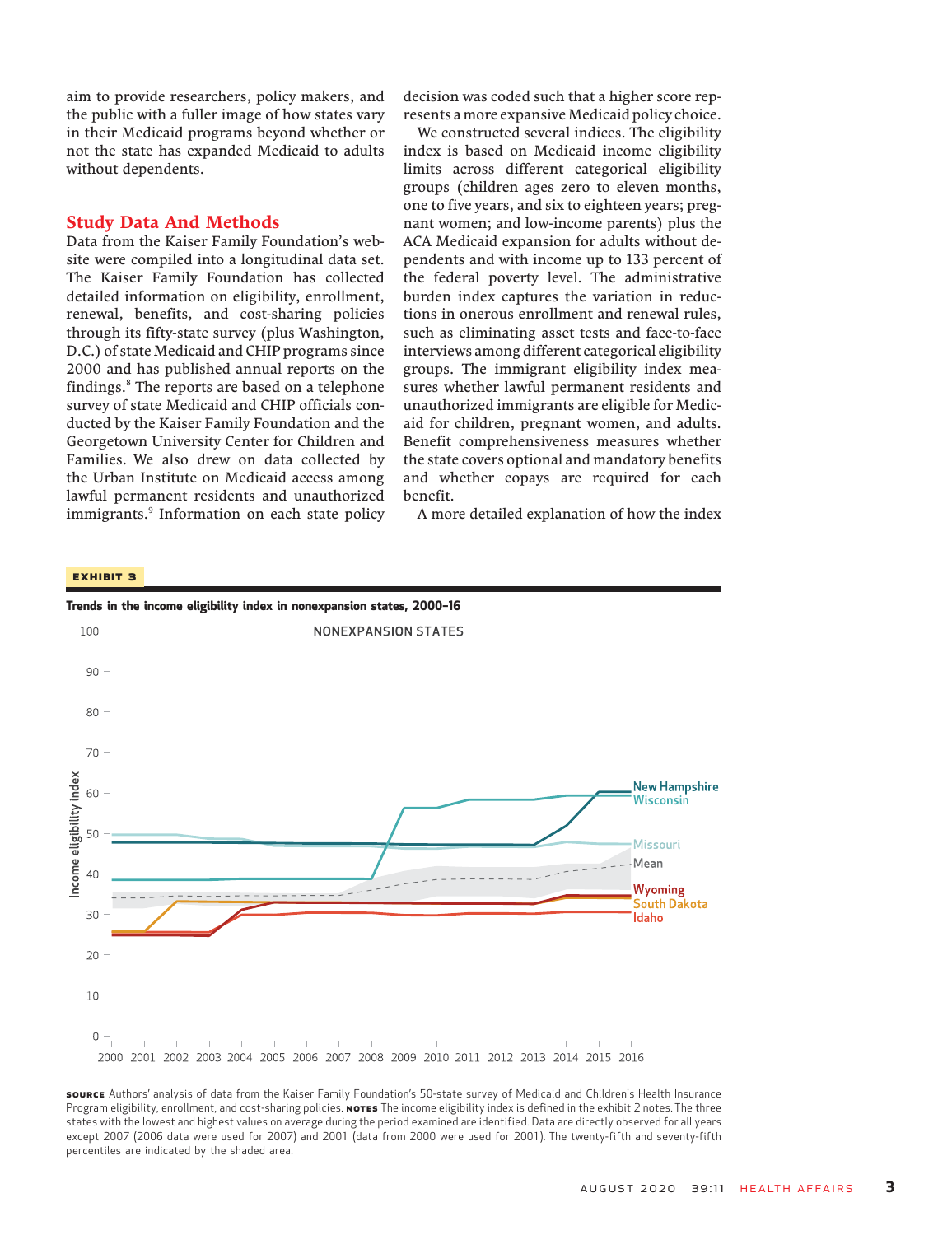aim to provide researchers, policy makers, and the public with a fuller image of how states vary in their Medicaid programs beyond whether or not the state has expanded Medicaid to adults without dependents.

## Study Data And Methods

Data from the Kaiser Family Foundation's website were compiled into a longitudinal data set. The Kaiser Family Foundation has collected detailed information on eligibility, enrollment, renewal, benefits, and cost-sharing policies through its fifty-state survey (plus Washington, D.C.) of state Medicaid and CHIP programs since 2000 and has published annual reports on the findings.[8] The reports are based on a telephone survey of state Medicaid and CHIP officials conducted by the Kaiser Family Foundation and the Georgetown University Center for Children and Families. We also drew on data collected by the Urban Institute on Medicaid access among lawful permanent residents and unauthorized immigrants.[9] Information on each state policy decision was coded such that a higher score represents a more expansive Medicaid policy choice.

We constructed several indices. The eligibility index is based on Medicaid income eligibility limits across different categorical eligibility groups (children ages zero to eleven months, one to five years, and six to eighteen years; pregnant women; and low-income parents) plus the ACA Medicaid expansion for adults without dependents and with income up to 133 percent of the federal poverty level. The administrative burden index captures the variation in reductions in onerous enrollment and renewal rules, such as eliminating asset tests and face-to-face interviews among different categorical eligibility groups. The immigrant eligibility index measures whether lawful permanent residents and unauthorized immigrants are eligible for Medicaid for children, pregnant women, and adults. Benefit comprehensiveness measures whether the state covers optional and mandatory benefits and whether copays are required for each benefit.

A more detailed explanation of how the index

**EXHIBIT 3**

**Trends in the income eligibility index in nonexpansion states, 2000–16**

**SOURCE** Authors' analysis of data from the Kaiser Family Foundation's 50-state survey of Medicaid and Children's Health Insurance Program eligibility, enrollment, and cost-sharing policies. **NOTES** The income eligibility index is defined in the exhibit 2 notes. The three states with the lowest and highest values on average during the period examined are identified. Data are directly observed for all years except 2007 (2006 data were used for 2007) and 2001 (data from 2000 were used for 2001). The twenty-fifth and seventy-fifth percentiles are indicated by the shaded area.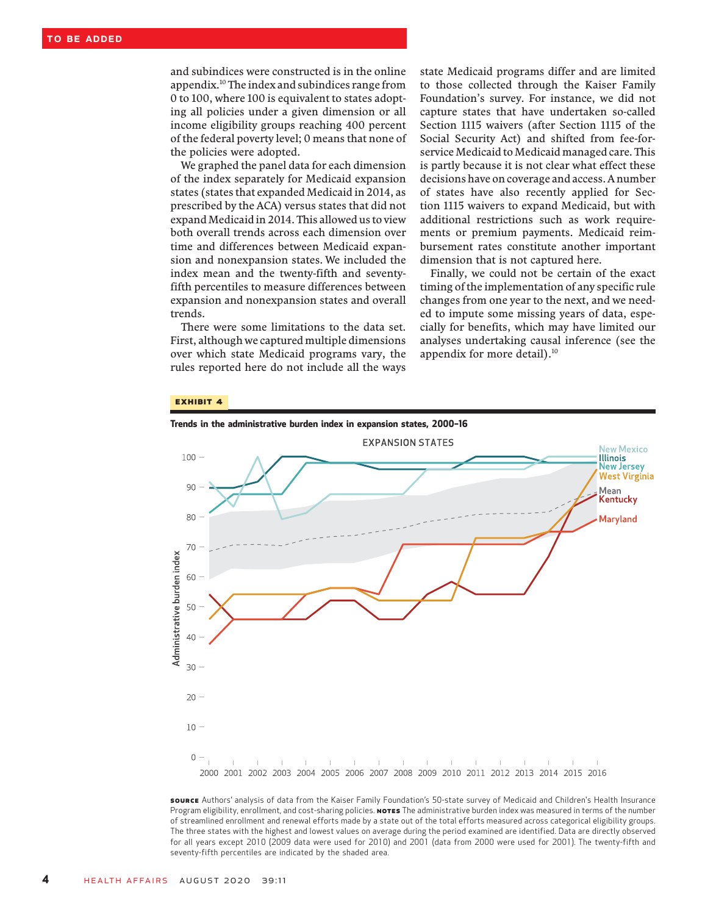and subindices were constructed is in the online appendix.[10] The index and subindices range from 0 to 100, where 100 is equivalent to states adopting all policies under a given dimension or all income eligibility groups reaching 400 percent of the federal poverty level; 0 means that none of the policies were adopted.

We graphed the panel data for each dimension of the index separately for Medicaid expansion states (states that expanded Medicaid in 2014, as prescribed by the ACA) versus states that did not expand Medicaid in 2014. This allowed us to view both overall trends across each dimension over time and differences between Medicaid expansion and nonexpansion states. We included the index mean and the twenty-fifth and seventy-fifth percentiles to measure differences between expansion and nonexpansion states and overall trends.

There were some limitations to the data set. First, although we captured multiple dimensions over which state Medicaid programs vary, the rules reported here do not include all the ways state Medicaid programs differ and are limited to those collected through the Kaiser Family Foundation's survey. For instance, we did not capture states that have undertaken so-called Section 1115 waivers (after Section 1115 of the Social Security Act) and shifted from fee-for-service Medicaid to Medicaid managed care. This is partly because it is not clear what effect these decisions have on coverage and access. A number of states have also recently applied for Section 1115 waivers to expand Medicaid, but with additional restrictions such as work requirements or premium payments. Medicaid reimbursement rates constitute another important dimension that is not captured here.

Finally, we could not be certain of the exact timing of the implementation of any specific rule changes from one year to the next, and we needed to impute some missing years of data, especially for benefits, which may have limited our analyses undertaking causal inference (see the appendix for more detail).[10]

**EXHIBIT 4**

**Trends in the administrative burden index in expansion states, 2000–16**

**SOURCE** Authors' analysis of data from the Kaiser Family Foundation's 50-state survey of Medicaid and Children's Health Insurance Program eligibility, enrollment, and cost-sharing policies. **NOTES** The administrative burden index was measured in terms of the number of streamlined enrollment and renewal efforts made by a state out of the total efforts measured across categorical eligibility groups. The three states with the highest and lowest values on average during the period examined are identified. Data are directly observed for all years except 2010 (2009 data were used for 2010) and 2001 (data from 2000 were used for 2001). The twenty-fifth and seventy-fifth percentiles are indicated by the shaded area.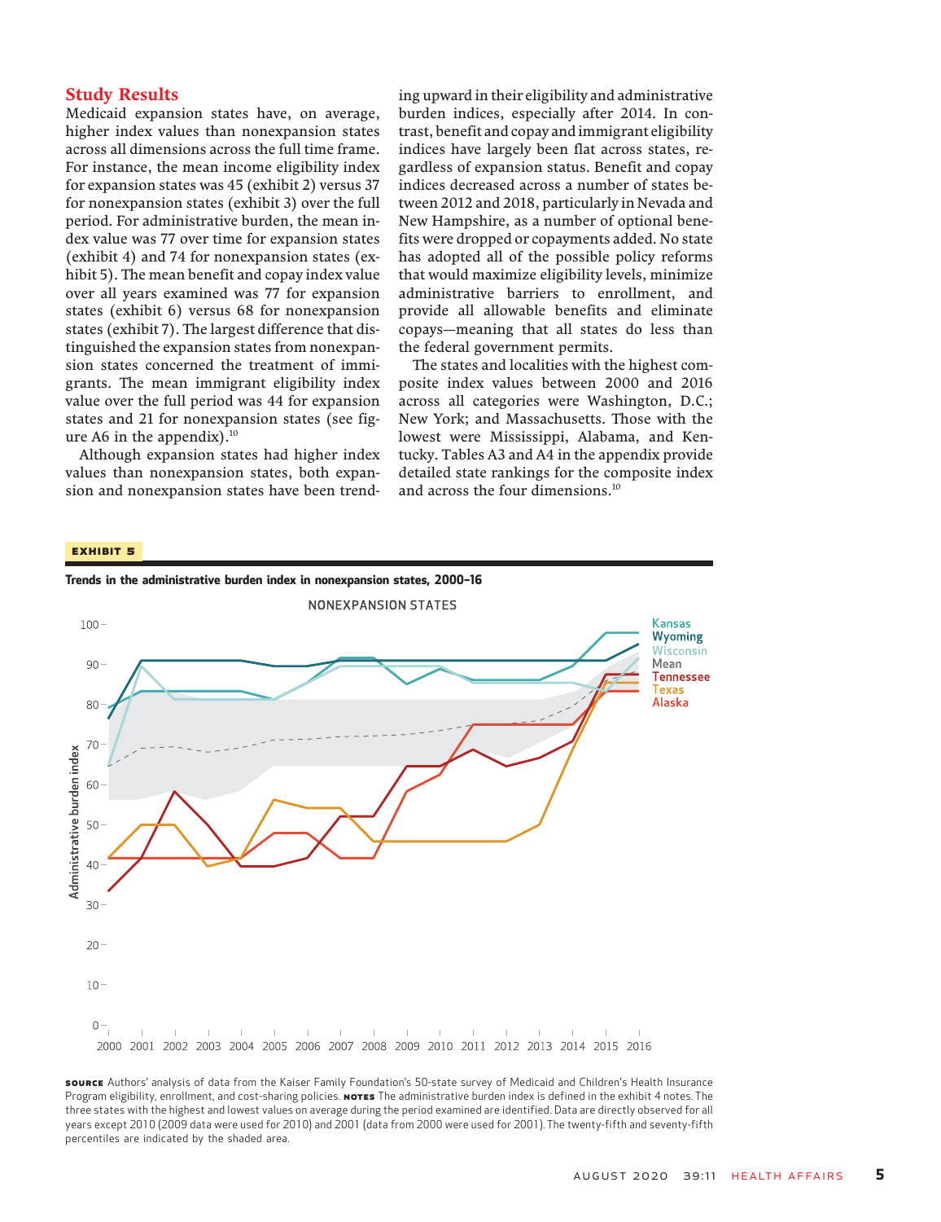## Study Results

Medicaid expansion states have, on average, higher index values than nonexpansion states across all dimensions across the full time frame. For instance, the mean income eligibility index for expansion states was 45 (exhibit 2) versus 37 for nonexpansion states (exhibit 3) over the full period. For administrative burden, the mean index value was 77 over time for expansion states (exhibit 4) and 74 for nonexpansion states (exhibit 5). The mean benefit and copay index value over all years examined was 77 for expansion states (exhibit 6) versus 68 for nonexpansion states (exhibit 7). The largest difference that distinguished the expansion states from nonexpansion states concerned the treatment of immigrants. The mean immigrant eligibility index value over the full period was 44 for expansion states and 21 for nonexpansion states (see figure A6 in the appendix).[10]

Although expansion states had higher index values than nonexpansion states, both expansion and nonexpansion states have been trending upward in their eligibility and administrative burden indices, especially after 2014. In contrast, benefit and copay and immigrant eligibility indices have largely been flat across states, regardless of expansion status. Benefit and copay indices decreased across a number of states between 2012 and 2018, particularly in Nevada and New Hampshire, as a number of optional benefits were dropped or copayments added. No state has adopted all of the possible policy reforms that would maximize eligibility levels, minimize administrative barriers to enrollment, and provide all allowable benefits and eliminate copays—meaning that all states do less than the federal government permits.

The states and localities with the highest composite index values between 2000 and 2016 across all categories were Washington, D.C.; New York; and Massachusetts. Those with the lowest were Mississippi, Alabama, and Kentucky. Tables A3 and A4 in the appendix provide detailed state rankings for the composite index and across the four dimensions.[10]

**EXHIBIT 5**

**Trends in the administrative burden index in nonexpansion states, 2000–16**

NONEXPANSION STATES

Legend: Kansas, Wyoming, Wisconsin, Mean, Tennessee, Texas, Alaska

Y-axis: Administrative burden index (0–100). X-axis: 2000–2016.

**SOURCE** Authors' analysis of data from the Kaiser Family Foundation's 50-state survey of Medicaid and Children's Health Insurance Program eligibility, enrollment, and cost-sharing policies. **NOTES** The administrative burden index is defined in the exhibit 4 notes. The three states with the highest and lowest values on average during the period examined are identified. Data are directly observed for all years except 2010 (2009 data were used for 2010) and 2001 (data from 2000 were used for 2001). The twenty-fifth and seventy-fifth percentiles are indicated by the shaded area.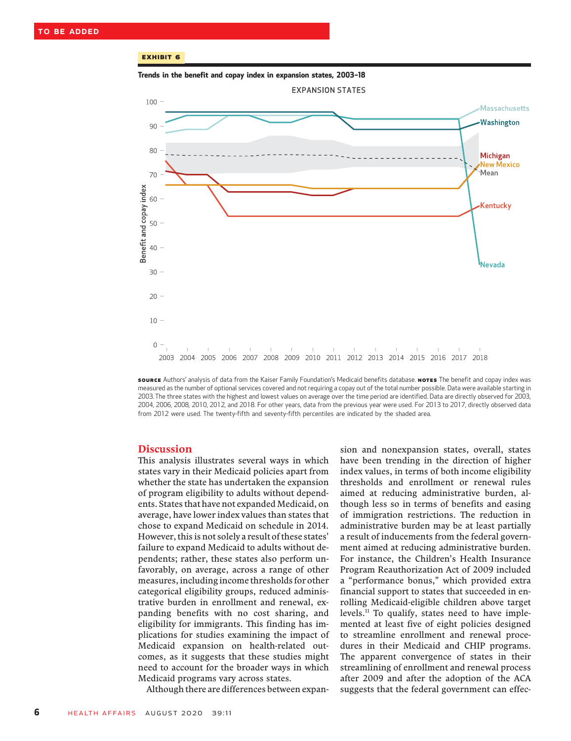**EXHIBIT 6**

**Trends in the benefit and copay index in expansion states, 2003–18**

**SOURCE** Authors' analysis of data from the Kaiser Family Foundation's Medicaid benefits database. **NOTES** The benefit and copay index was measured as the number of optional services covered and not requiring a copay out of the total number possible. Data were available starting in 2003. The three states with the highest and lowest values on average over the time period are identified. Data are directly observed for 2003, 2004, 2006, 2008, 2010, 2012, and 2018. For other years, data from the previous year were used. For 2013 to 2017, directly observed data from 2012 were used. The twenty-fifth and seventy-fifth percentiles are indicated by the shaded area.

## Discussion

This analysis illustrates several ways in which states vary in their Medicaid policies apart from whether the state has undertaken the expansion of program eligibility to adults without dependents. States that have not expanded Medicaid, on average, have lower index values than states that chose to expand Medicaid on schedule in 2014. However, this is not solely a result of these states' failure to expand Medicaid to adults without dependents; rather, these states also perform unfavorably, on average, across a range of other measures, including income thresholds for other categorical eligibility groups, reduced administrative burden in enrollment and renewal, expanding benefits with no cost sharing, and eligibility for immigrants. This finding has implications for studies examining the impact of Medicaid expansion on health-related outcomes, as it suggests that these studies might need to account for the broader ways in which Medicaid programs vary across states.

Although there are differences between expansion and nonexpansion states, overall, states have been trending in the direction of higher index values, in terms of both income eligibility thresholds and enrollment or renewal rules aimed at reducing administrative burden, although less so in terms of benefits and easing of immigration restrictions. The reduction in administrative burden may be at least partially a result of inducements from the federal government aimed at reducing administrative burden. For instance, the Children's Health Insurance Program Reauthorization Act of 2009 included a "performance bonus," which provided extra financial support to states that succeeded in enrolling Medicaid-eligible children above target levels.[11] To qualify, states need to have implemented at least five of eight policies designed to streamline enrollment and renewal procedures in their Medicaid and CHIP programs. The apparent convergence of states in their streamlining of enrollment and renewal process after 2009 and after the adoption of the ACA suggests that the federal government can effec-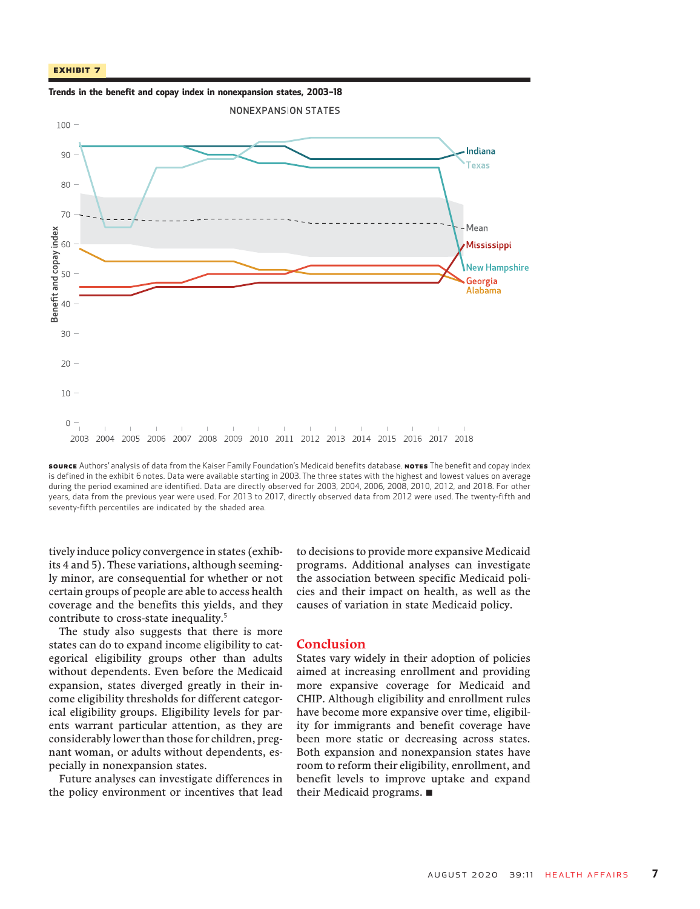**EXHIBIT 7**

**Trends in the benefit and copay index in nonexpansion states, 2003–18**

NONEXPANSION STATES

SOURCE Authors' analysis of data from the Kaiser Family Foundation's Medicaid benefits database. NOTES The benefit and copay index is defined in the exhibit 6 notes. Data were available starting in 2003. The three states with the highest and lowest values on average during the period examined are identified. Data are directly observed for 2003, 2004, 2006, 2008, 2010, 2012, and 2018. For other years, data from the previous year were used. For 2013 to 2017, directly observed data from 2012 were used. The twenty-fifth and seventy-fifth percentiles are indicated by the shaded area.

tively induce policy convergence in states (exhibits 4 and 5). These variations, although seemingly minor, are consequential for whether or not certain groups of people are able to access health coverage and the benefits this yields, and they contribute to cross-state inequality.[5]

The study also suggests that there is more states can do to expand income eligibility to categorical eligibility groups other than adults without dependents. Even before the Medicaid expansion, states diverged greatly in their income eligibility thresholds for different categorical eligibility groups. Eligibility levels for parents warrant particular attention, as they are considerably lower than those for children, pregnant woman, or adults without dependents, especially in nonexpansion states.

Future analyses can investigate differences in the policy environment or incentives that lead to decisions to provide more expansive Medicaid programs. Additional analyses can investigate the association between specific Medicaid policies and their impact on health, as well as the causes of variation in state Medicaid policy.

## Conclusion

States vary widely in their adoption of policies aimed at increasing enrollment and providing more expansive coverage for Medicaid and CHIP. Although eligibility and enrollment rules have become more expansive over time, eligibility for immigrants and benefit coverage have been more static or decreasing across states. Both expansion and nonexpansion states have room to reform their eligibility, enrollment, and benefit levels to improve uptake and expand their Medicaid programs. ■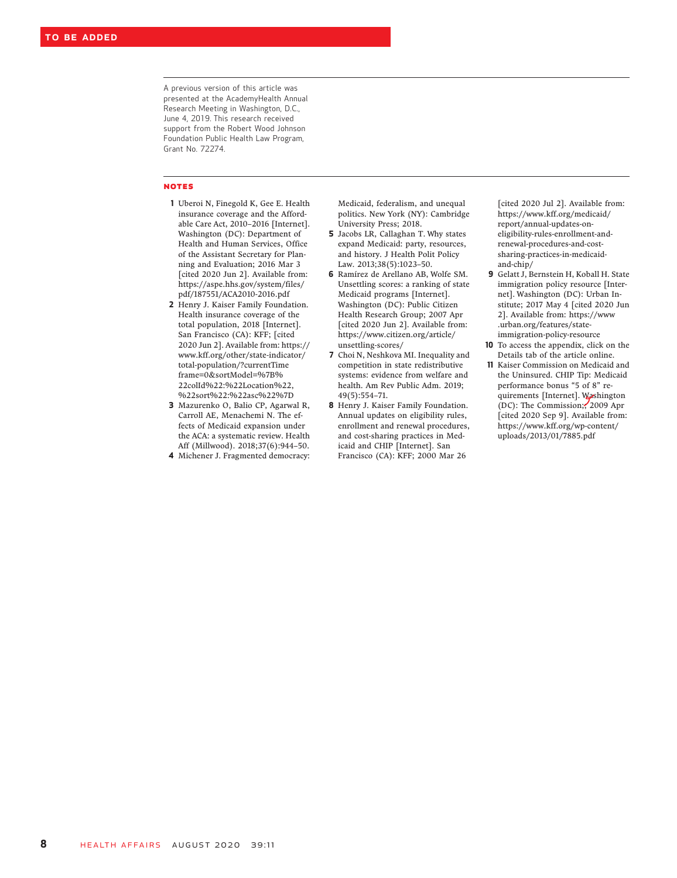TO BE ADDED

A previous version of this article was presented at the AcademyHealth Annual Research Meeting in Washington, D.C., June 4, 2019. This research received support from the Robert Wood Johnson Foundation Public Health Law Program, Grant No. 72274.

## NOTES

1. Uberoi N, Finegold K, Gee E. Health insurance coverage and the Affordable Care Act, 2010–2016 [Internet]. Washington (DC): Department of Health and Human Services, Office of the Assistant Secretary for Planning and Evaluation; 2016 Mar 3 [cited 2020 Jun 2]. Available from: https://aspe.hhs.gov/system/files/pdf/187551/ACA2010-2016.pdf
2. Henry J. Kaiser Family Foundation. Health insurance coverage of the total population, 2018 [Internet]. San Francisco (CA): KFF; [cited 2020 Jun 2]. Available from: https://www.kff.org/other/state-indicator/total-population/?currentTimeframe=0&sortModel=%7B%22colId%22:%22Location%22,%22sort%22:%22asc%22%7D
3. Mazurenko O, Balio CP, Agarwal R, Carroll AE, Menachemi N. The effects of Medicaid expansion under the ACA: a systematic review. Health Aff (Millwood). 2018;37(6):944–50.
4. Michener J. Fragmented democracy: Medicaid, federalism, and unequal politics. New York (NY): Cambridge University Press; 2018.
5. Jacobs LR, Callaghan T. Why states expand Medicaid: party, resources, and history. J Health Polit Policy Law. 2013;38(5):1023–50.
6. Ramírez de Arellano AB, Wolfe SM. Unsettling scores: a ranking of state Medicaid programs [Internet]. Washington (DC): Public Citizen Health Research Group; 2007 Apr [cited 2020 Jun 2]. Available from: https://www.citizen.org/article/unsettling-scores/
7. Choi N, Neshkova MI. Inequality and competition in state redistributive systems: evidence from welfare and health. Am Rev Public Adm. 2019;49(5):554–71.
8. Henry J. Kaiser Family Foundation. Annual updates on eligibility rules, enrollment and renewal procedures, and cost-sharing practices in Medicaid and CHIP [Internet]. San Francisco (CA): KFF; 2000 Mar 26 [cited 2020 Jul 2]. Available from: https://www.kff.org/medicaid/report/annual-updates-on-eligibility-rules-enrollment-and-renewal-procedures-and-cost-sharing-practices-in-medicaid-and-chip/
9. Gelatt J, Bernstein H, Koball H. State immigration policy resource [Internet]. Washington (DC): Urban Institute; 2017 May 4 [cited 2020 Jun 2]. Available from: https://www.urban.org/features/state-immigration-policy-resource
10. To access the appendix, click on the Details tab of the article online.
11. Kaiser Commission on Medicaid and the Uninsured. CHIP Tip: Medicaid performance bonus "5 of 8" requirements [Internet]. Washington (DC): The Commission;, 2009 Apr [cited 2020 Sep 9]. Available from: https://www.kff.org/wp-content/uploads/2013/01/7885.pdf